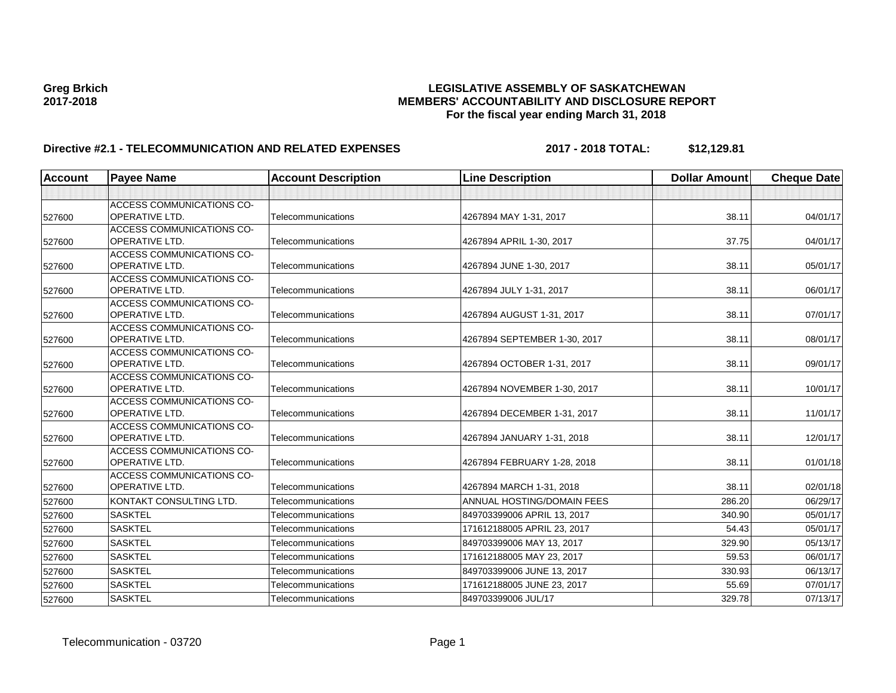**Greg Brkich**
**2017-2018**

# LEGISLATIVE ASSEMBLY OF SASKATCHEWAN
## MEMBERS' ACCOUNTABILITY AND DISCLOSURE REPORT
### For the fiscal year ending March 31, 2018

**Directive #2.1 - TELECOMMUNICATION AND RELATED EXPENSES** **2017 - 2018 TOTAL: $12,129.81**

| Account | Payee Name | Account Description | Line Description | Dollar Amount | Cheque Date |
|---|---|---|---|---|---|
| | | | | | |
| 527600 | ACCESS COMMUNICATIONS CO-OPERATIVE LTD. | Telecommunications | 4267894 MAY 1-31, 2017 | 38.11 | 04/01/17 |
| 527600 | ACCESS COMMUNICATIONS CO-OPERATIVE LTD. | Telecommunications | 4267894 APRIL 1-30, 2017 | 37.75 | 04/01/17 |
| 527600 | ACCESS COMMUNICATIONS CO-OPERATIVE LTD. | Telecommunications | 4267894 JUNE 1-30, 2017 | 38.11 | 05/01/17 |
| 527600 | ACCESS COMMUNICATIONS CO-OPERATIVE LTD. | Telecommunications | 4267894 JULY 1-31, 2017 | 38.11 | 06/01/17 |
| 527600 | ACCESS COMMUNICATIONS CO-OPERATIVE LTD. | Telecommunications | 4267894 AUGUST 1-31, 2017 | 38.11 | 07/01/17 |
| 527600 | ACCESS COMMUNICATIONS CO-OPERATIVE LTD. | Telecommunications | 4267894 SEPTEMBER 1-30, 2017 | 38.11 | 08/01/17 |
| 527600 | ACCESS COMMUNICATIONS CO-OPERATIVE LTD. | Telecommunications | 4267894 OCTOBER 1-31, 2017 | 38.11 | 09/01/17 |
| 527600 | ACCESS COMMUNICATIONS CO-OPERATIVE LTD. | Telecommunications | 4267894 NOVEMBER 1-30, 2017 | 38.11 | 10/01/17 |
| 527600 | ACCESS COMMUNICATIONS CO-OPERATIVE LTD. | Telecommunications | 4267894 DECEMBER 1-31, 2017 | 38.11 | 11/01/17 |
| 527600 | ACCESS COMMUNICATIONS CO-OPERATIVE LTD. | Telecommunications | 4267894 JANUARY 1-31, 2018 | 38.11 | 12/01/17 |
| 527600 | ACCESS COMMUNICATIONS CO-OPERATIVE LTD. | Telecommunications | 4267894 FEBRUARY 1-28, 2018 | 38.11 | 01/01/18 |
| 527600 | ACCESS COMMUNICATIONS CO-OPERATIVE LTD. | Telecommunications | 4267894 MARCH 1-31, 2018 | 38.11 | 02/01/18 |
| 527600 | KONTAKT CONSULTING LTD. | Telecommunications | ANNUAL HOSTING/DOMAIN FEES | 286.20 | 06/29/17 |
| 527600 | SASKTEL | Telecommunications | 849703399006 APRIL 13, 2017 | 340.90 | 05/01/17 |
| 527600 | SASKTEL | Telecommunications | 171612188005 APRIL 23, 2017 | 54.43 | 05/01/17 |
| 527600 | SASKTEL | Telecommunications | 849703399006 MAY 13, 2017 | 329.90 | 05/13/17 |
| 527600 | SASKTEL | Telecommunications | 171612188005 MAY 23, 2017 | 59.53 | 06/01/17 |
| 527600 | SASKTEL | Telecommunications | 849703399006 JUNE 13, 2017 | 330.93 | 06/13/17 |
| 527600 | SASKTEL | Telecommunications | 171612188005 JUNE 23, 2017 | 55.69 | 07/01/17 |
| 527600 | SASKTEL | Telecommunications | 849703399006 JUL/17 | 329.78 | 07/13/17 |

Telecommunication - 03720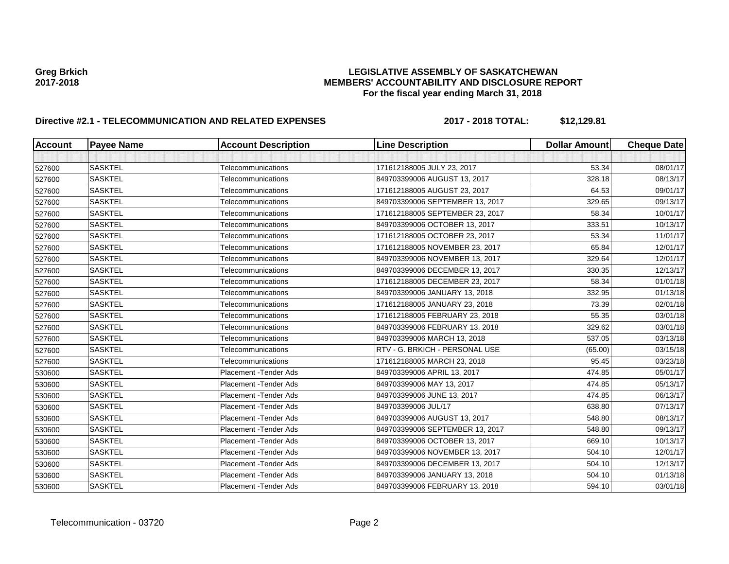**Greg Brkich**
**2017-2018**

# LEGISLATIVE ASSEMBLY OF SASKATCHEWAN
## MEMBERS' ACCOUNTABILITY AND DISCLOSURE REPORT
### For the fiscal year ending March 31, 2018

**Directive #2.1 - TELECOMMUNICATION AND RELATED EXPENSES** **2017 - 2018 TOTAL: $12,129.81**

| Account | Payee Name | Account Description | Line Description | Dollar Amount | Cheque Date |
|---|---|---|---|---|---|
| | | | | | |
| 527600 | SASKTEL | Telecommunications | 171612188005 JULY 23, 2017 | 53.34 | 08/01/17 |
| 527600 | SASKTEL | Telecommunications | 849703399006 AUGUST 13, 2017 | 328.18 | 08/13/17 |
| 527600 | SASKTEL | Telecommunications | 171612188005 AUGUST 23, 2017 | 64.53 | 09/01/17 |
| 527600 | SASKTEL | Telecommunications | 849703399006 SEPTEMBER 13, 2017 | 329.65 | 09/13/17 |
| 527600 | SASKTEL | Telecommunications | 171612188005 SEPTEMBER 23, 2017 | 58.34 | 10/01/17 |
| 527600 | SASKTEL | Telecommunications | 849703399006 OCTOBER 13, 2017 | 333.51 | 10/13/17 |
| 527600 | SASKTEL | Telecommunications | 171612188005 OCTOBER 23, 2017 | 53.34 | 11/01/17 |
| 527600 | SASKTEL | Telecommunications | 171612188005 NOVEMBER 23, 2017 | 65.84 | 12/01/17 |
| 527600 | SASKTEL | Telecommunications | 849703399006 NOVEMBER 13, 2017 | 329.64 | 12/01/17 |
| 527600 | SASKTEL | Telecommunications | 849703399006 DECEMBER 13, 2017 | 330.35 | 12/13/17 |
| 527600 | SASKTEL | Telecommunications | 171612188005 DECEMBER 23, 2017 | 58.34 | 01/01/18 |
| 527600 | SASKTEL | Telecommunications | 849703399006 JANUARY 13, 2018 | 332.95 | 01/13/18 |
| 527600 | SASKTEL | Telecommunications | 171612188005 JANUARY 23, 2018 | 73.39 | 02/01/18 |
| 527600 | SASKTEL | Telecommunications | 171612188005 FEBRUARY 23, 2018 | 55.35 | 03/01/18 |
| 527600 | SASKTEL | Telecommunications | 849703399006 FEBRUARY 13, 2018 | 329.62 | 03/01/18 |
| 527600 | SASKTEL | Telecommunications | 849703399006 MARCH 13, 2018 | 537.05 | 03/13/18 |
| 527600 | SASKTEL | Telecommunications | RTV - G. BRKICH - PERSONAL USE | (65.00) | 03/15/18 |
| 527600 | SASKTEL | Telecommunications | 171612188005 MARCH 23, 2018 | 95.45 | 03/23/18 |
| 530600 | SASKTEL | Placement -Tender Ads | 849703399006 APRIL 13, 2017 | 474.85 | 05/01/17 |
| 530600 | SASKTEL | Placement -Tender Ads | 849703399006 MAY 13, 2017 | 474.85 | 05/13/17 |
| 530600 | SASKTEL | Placement -Tender Ads | 849703399006 JUNE 13, 2017 | 474.85 | 06/13/17 |
| 530600 | SASKTEL | Placement -Tender Ads | 849703399006 JUL/17 | 638.80 | 07/13/17 |
| 530600 | SASKTEL | Placement -Tender Ads | 849703399006 AUGUST 13, 2017 | 548.80 | 08/13/17 |
| 530600 | SASKTEL | Placement -Tender Ads | 849703399006 SEPTEMBER 13, 2017 | 548.80 | 09/13/17 |
| 530600 | SASKTEL | Placement -Tender Ads | 849703399006 OCTOBER 13, 2017 | 669.10 | 10/13/17 |
| 530600 | SASKTEL | Placement -Tender Ads | 849703399006 NOVEMBER 13, 2017 | 504.10 | 12/01/17 |
| 530600 | SASKTEL | Placement -Tender Ads | 849703399006 DECEMBER 13, 2017 | 504.10 | 12/13/17 |
| 530600 | SASKTEL | Placement -Tender Ads | 849703399006 JANUARY 13, 2018 | 504.10 | 01/13/18 |
| 530600 | SASKTEL | Placement -Tender Ads | 849703399006 FEBRUARY 13, 2018 | 594.10 | 03/01/18 |

Telecommunication - 03720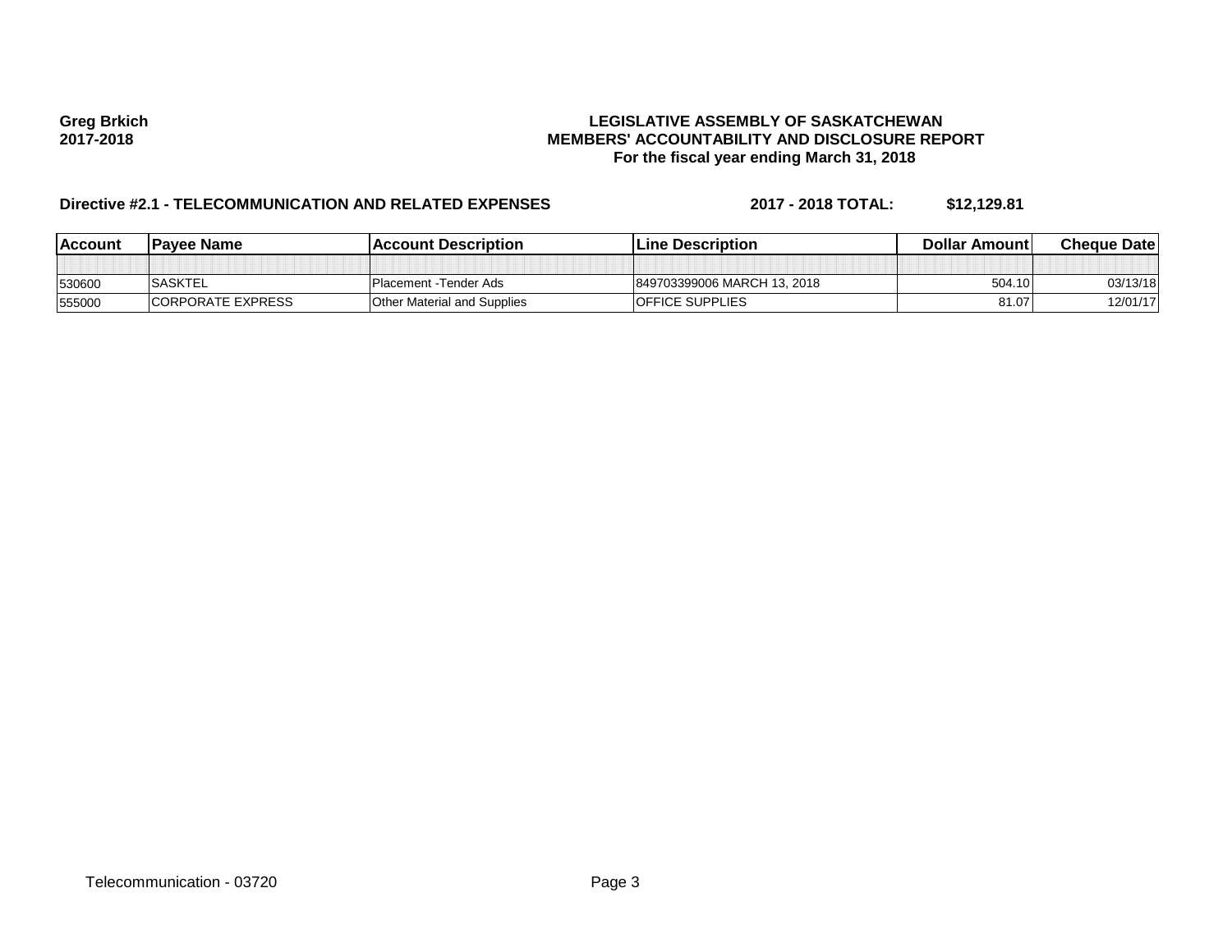**Greg Brkich**
**2017-2018**

**LEGISLATIVE ASSEMBLY OF SASKATCHEWAN**
**MEMBERS' ACCOUNTABILITY AND DISCLOSURE REPORT**
**For the fiscal year ending March 31, 2018**

**Directive #2.1 - TELECOMMUNICATION AND RELATED EXPENSES** **2017 - 2018 TOTAL: $12,129.81**

| Account | Payee Name | Account Description | Line Description | Dollar Amount | Cheque Date |
|---|---|---|---|---|---|
| | | | | | |
| 530600 | SASKTEL | Placement -Tender Ads | 849703399006 MARCH 13, 2018 | 504.10 | 03/13/18 |
| 555000 | CORPORATE EXPRESS | Other Material and Supplies | OFFICE SUPPLIES | 81.07 | 12/01/17 |

Telecommunication - 03720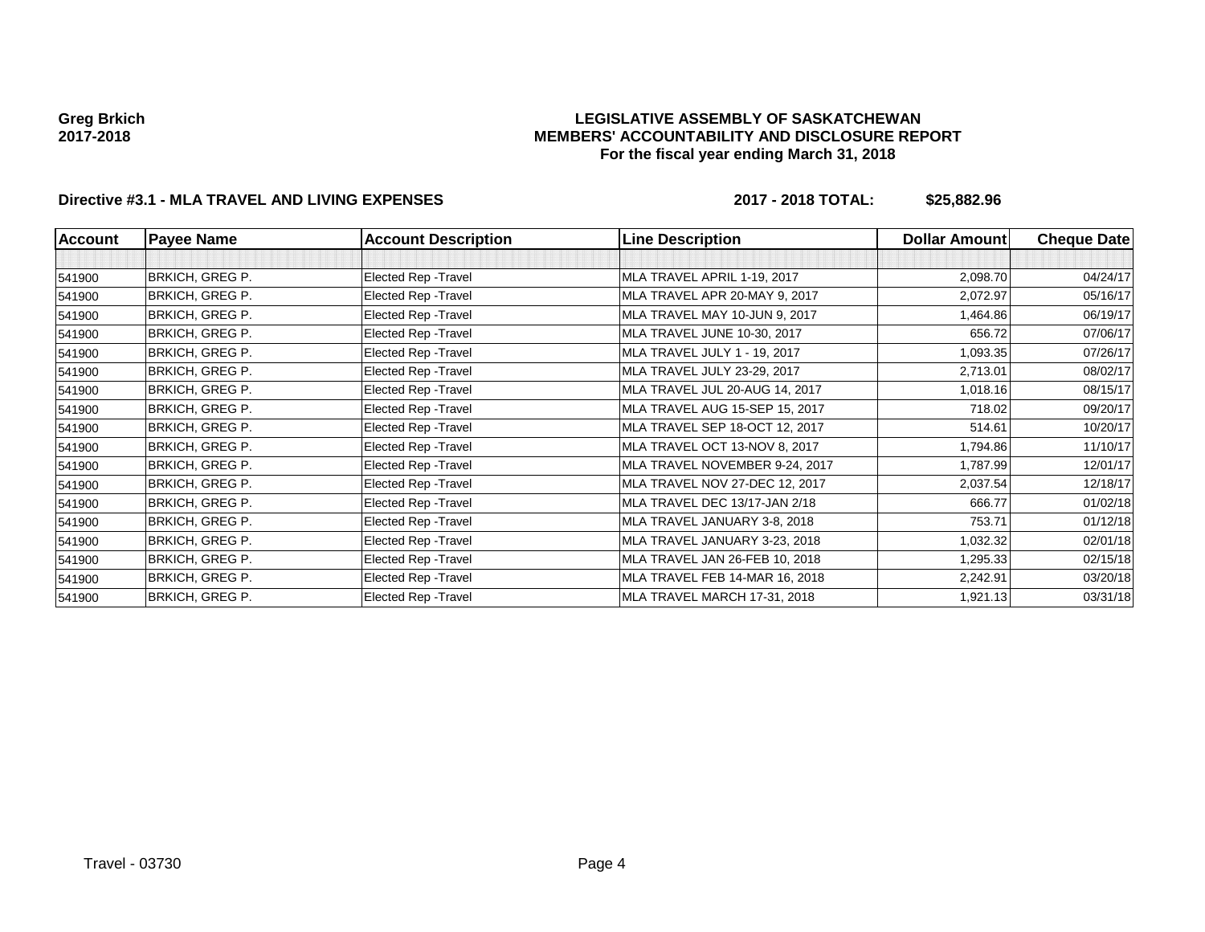**Greg Brkich**
**2017-2018**

**LEGISLATIVE ASSEMBLY OF SASKATCHEWAN**
**MEMBERS' ACCOUNTABILITY AND DISCLOSURE REPORT**
**For the fiscal year ending March 31, 2018**

**Directive #3.1 - MLA TRAVEL AND LIVING EXPENSES** **2017 - 2018 TOTAL: $25,882.96**

| Account | Payee Name | Account Description | Line Description | Dollar Amount | Cheque Date |
|---|---|---|---|---|---|
| | | | | | |
| 541900 | BRKICH, GREG P. | Elected Rep -Travel | MLA TRAVEL APRIL 1-19, 2017 | 2,098.70 | 04/24/17 |
| 541900 | BRKICH, GREG P. | Elected Rep -Travel | MLA TRAVEL APR 20-MAY 9, 2017 | 2,072.97 | 05/16/17 |
| 541900 | BRKICH, GREG P. | Elected Rep -Travel | MLA TRAVEL MAY 10-JUN 9, 2017 | 1,464.86 | 06/19/17 |
| 541900 | BRKICH, GREG P. | Elected Rep -Travel | MLA TRAVEL JUNE 10-30, 2017 | 656.72 | 07/06/17 |
| 541900 | BRKICH, GREG P. | Elected Rep -Travel | MLA TRAVEL JULY 1 - 19, 2017 | 1,093.35 | 07/26/17 |
| 541900 | BRKICH, GREG P. | Elected Rep -Travel | MLA TRAVEL JULY 23-29, 2017 | 2,713.01 | 08/02/17 |
| 541900 | BRKICH, GREG P. | Elected Rep -Travel | MLA TRAVEL JUL 20-AUG 14, 2017 | 1,018.16 | 08/15/17 |
| 541900 | BRKICH, GREG P. | Elected Rep -Travel | MLA TRAVEL AUG 15-SEP 15, 2017 | 718.02 | 09/20/17 |
| 541900 | BRKICH, GREG P. | Elected Rep -Travel | MLA TRAVEL SEP 18-OCT 12, 2017 | 514.61 | 10/20/17 |
| 541900 | BRKICH, GREG P. | Elected Rep -Travel | MLA TRAVEL OCT 13-NOV 8, 2017 | 1,794.86 | 11/10/17 |
| 541900 | BRKICH, GREG P. | Elected Rep -Travel | MLA TRAVEL NOVEMBER 9-24, 2017 | 1,787.99 | 12/01/17 |
| 541900 | BRKICH, GREG P. | Elected Rep -Travel | MLA TRAVEL NOV 27-DEC 12, 2017 | 2,037.54 | 12/18/17 |
| 541900 | BRKICH, GREG P. | Elected Rep -Travel | MLA TRAVEL DEC 13/17-JAN 2/18 | 666.77 | 01/02/18 |
| 541900 | BRKICH, GREG P. | Elected Rep -Travel | MLA TRAVEL JANUARY 3-8, 2018 | 753.71 | 01/12/18 |
| 541900 | BRKICH, GREG P. | Elected Rep -Travel | MLA TRAVEL JANUARY 3-23, 2018 | 1,032.32 | 02/01/18 |
| 541900 | BRKICH, GREG P. | Elected Rep -Travel | MLA TRAVEL JAN 26-FEB 10, 2018 | 1,295.33 | 02/15/18 |
| 541900 | BRKICH, GREG P. | Elected Rep -Travel | MLA TRAVEL FEB 14-MAR 16, 2018 | 2,242.91 | 03/20/18 |
| 541900 | BRKICH, GREG P. | Elected Rep -Travel | MLA TRAVEL MARCH 17-31, 2018 | 1,921.13 | 03/31/18 |

Travel - 03730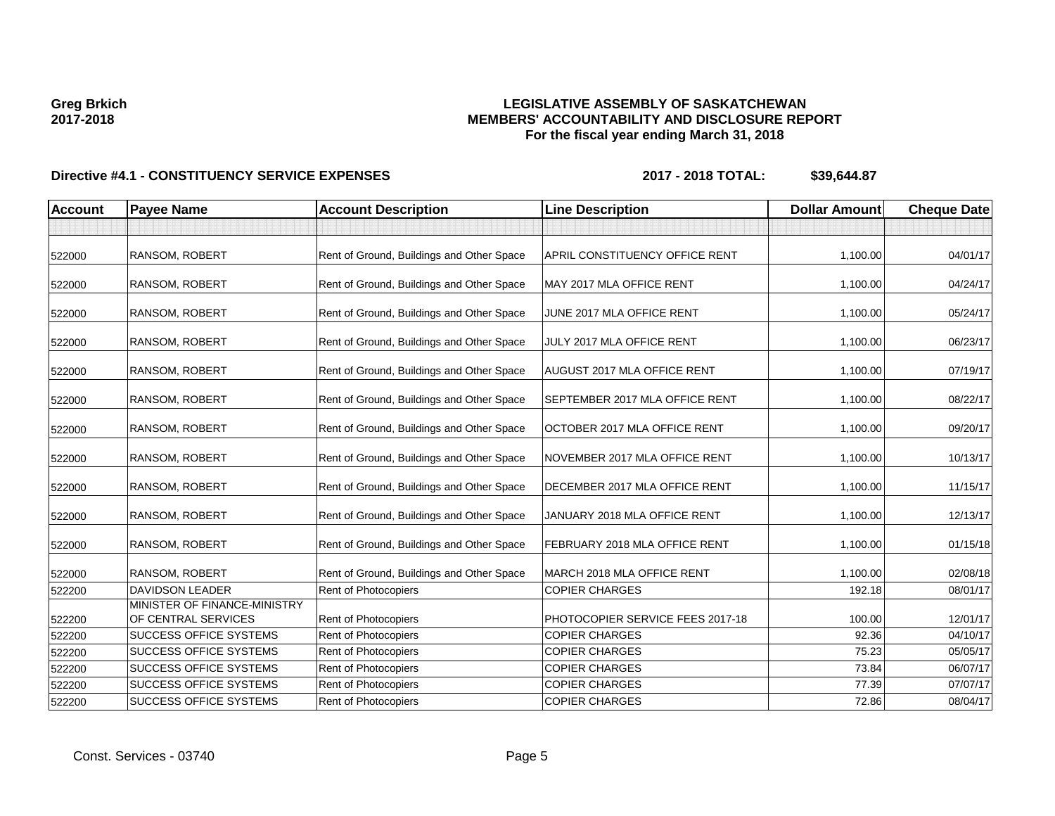**Greg Brkich**
**2017-2018**

**LEGISLATIVE ASSEMBLY OF SASKATCHEWAN**
**MEMBERS' ACCOUNTABILITY AND DISCLOSURE REPORT**
**For the fiscal year ending March 31, 2018**

**Directive #4.1 - CONSTITUENCY SERVICE EXPENSES** **2017 - 2018 TOTAL: $39,644.87**

| Account | Payee Name | Account Description | Line Description | Dollar Amount | Cheque Date |
|---|---|---|---|---|---|
| | | | | | |
| 522000 | RANSOM, ROBERT | Rent of Ground, Buildings and Other Space | APRIL CONSTITUENCY OFFICE RENT | 1,100.00 | 04/01/17 |
| 522000 | RANSOM, ROBERT | Rent of Ground, Buildings and Other Space | MAY 2017 MLA OFFICE RENT | 1,100.00 | 04/24/17 |
| 522000 | RANSOM, ROBERT | Rent of Ground, Buildings and Other Space | JUNE 2017 MLA OFFICE RENT | 1,100.00 | 05/24/17 |
| 522000 | RANSOM, ROBERT | Rent of Ground, Buildings and Other Space | JULY 2017 MLA OFFICE RENT | 1,100.00 | 06/23/17 |
| 522000 | RANSOM, ROBERT | Rent of Ground, Buildings and Other Space | AUGUST 2017 MLA OFFICE RENT | 1,100.00 | 07/19/17 |
| 522000 | RANSOM, ROBERT | Rent of Ground, Buildings and Other Space | SEPTEMBER 2017 MLA OFFICE RENT | 1,100.00 | 08/22/17 |
| 522000 | RANSOM, ROBERT | Rent of Ground, Buildings and Other Space | OCTOBER 2017 MLA OFFICE RENT | 1,100.00 | 09/20/17 |
| 522000 | RANSOM, ROBERT | Rent of Ground, Buildings and Other Space | NOVEMBER 2017 MLA OFFICE RENT | 1,100.00 | 10/13/17 |
| 522000 | RANSOM, ROBERT | Rent of Ground, Buildings and Other Space | DECEMBER 2017 MLA OFFICE RENT | 1,100.00 | 11/15/17 |
| 522000 | RANSOM, ROBERT | Rent of Ground, Buildings and Other Space | JANUARY 2018 MLA OFFICE RENT | 1,100.00 | 12/13/17 |
| 522000 | RANSOM, ROBERT | Rent of Ground, Buildings and Other Space | FEBRUARY 2018 MLA OFFICE RENT | 1,100.00 | 01/15/18 |
| 522000 | RANSOM, ROBERT | Rent of Ground, Buildings and Other Space | MARCH 2018 MLA OFFICE RENT | 1,100.00 | 02/08/18 |
| 522200 | DAVIDSON LEADER | Rent of Photocopiers | COPIER CHARGES | 192.18 | 08/01/17 |
| 522200 | MINISTER OF FINANCE-MINISTRY OF CENTRAL SERVICES | Rent of Photocopiers | PHOTOCOPIER SERVICE FEES 2017-18 | 100.00 | 12/01/17 |
| 522200 | SUCCESS OFFICE SYSTEMS | Rent of Photocopiers | COPIER CHARGES | 92.36 | 04/10/17 |
| 522200 | SUCCESS OFFICE SYSTEMS | Rent of Photocopiers | COPIER CHARGES | 75.23 | 05/05/17 |
| 522200 | SUCCESS OFFICE SYSTEMS | Rent of Photocopiers | COPIER CHARGES | 73.84 | 06/07/17 |
| 522200 | SUCCESS OFFICE SYSTEMS | Rent of Photocopiers | COPIER CHARGES | 77.39 | 07/07/17 |
| 522200 | SUCCESS OFFICE SYSTEMS | Rent of Photocopiers | COPIER CHARGES | 72.86 | 08/04/17 |

Const. Services - 03740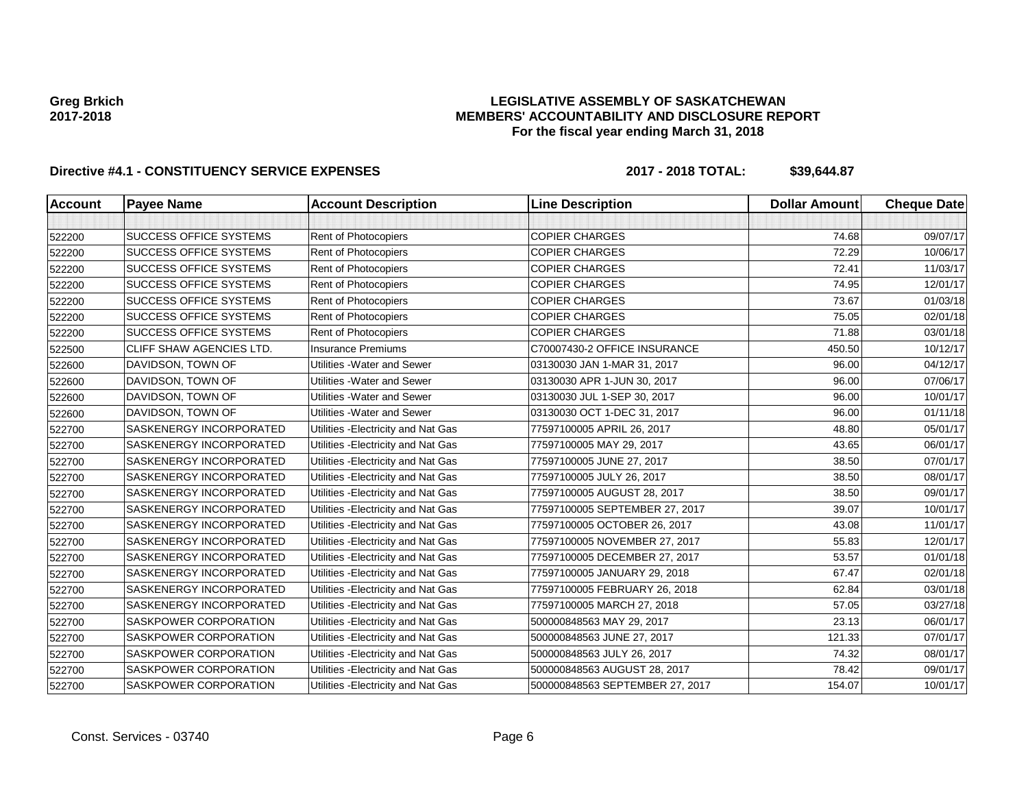Greg Brkich
2017-2018

**LEGISLATIVE ASSEMBLY OF SASKATCHEWAN**
**MEMBERS' ACCOUNTABILITY AND DISCLOSURE REPORT**
**For the fiscal year ending March 31, 2018**

**Directive #4.1 - CONSTITUENCY SERVICE EXPENSES** **2017 - 2018 TOTAL: $39,644.87**

| Account | Payee Name | Account Description | Line Description | Dollar Amount | Cheque Date |
|---|---|---|---|---|---|
| | | | | | |
| 522200 | SUCCESS OFFICE SYSTEMS | Rent of Photocopiers | COPIER CHARGES | 74.68 | 09/07/17 |
| 522200 | SUCCESS OFFICE SYSTEMS | Rent of Photocopiers | COPIER CHARGES | 72.29 | 10/06/17 |
| 522200 | SUCCESS OFFICE SYSTEMS | Rent of Photocopiers | COPIER CHARGES | 72.41 | 11/03/17 |
| 522200 | SUCCESS OFFICE SYSTEMS | Rent of Photocopiers | COPIER CHARGES | 74.95 | 12/01/17 |
| 522200 | SUCCESS OFFICE SYSTEMS | Rent of Photocopiers | COPIER CHARGES | 73.67 | 01/03/18 |
| 522200 | SUCCESS OFFICE SYSTEMS | Rent of Photocopiers | COPIER CHARGES | 75.05 | 02/01/18 |
| 522200 | SUCCESS OFFICE SYSTEMS | Rent of Photocopiers | COPIER CHARGES | 71.88 | 03/01/18 |
| 522500 | CLIFF SHAW AGENCIES LTD. | Insurance Premiums | C70007430-2 OFFICE INSURANCE | 450.50 | 10/12/17 |
| 522600 | DAVIDSON, TOWN OF | Utilities -Water and Sewer | 03130030 JAN 1-MAR 31, 2017 | 96.00 | 04/12/17 |
| 522600 | DAVIDSON, TOWN OF | Utilities -Water and Sewer | 03130030 APR 1-JUN 30, 2017 | 96.00 | 07/06/17 |
| 522600 | DAVIDSON, TOWN OF | Utilities -Water and Sewer | 03130030 JUL 1-SEP 30, 2017 | 96.00 | 10/01/17 |
| 522600 | DAVIDSON, TOWN OF | Utilities -Water and Sewer | 03130030 OCT 1-DEC 31, 2017 | 96.00 | 01/11/18 |
| 522700 | SASKENERGY INCORPORATED | Utilities -Electricity and Nat Gas | 77597100005 APRIL 26, 2017 | 48.80 | 05/01/17 |
| 522700 | SASKENERGY INCORPORATED | Utilities -Electricity and Nat Gas | 77597100005 MAY 29, 2017 | 43.65 | 06/01/17 |
| 522700 | SASKENERGY INCORPORATED | Utilities -Electricity and Nat Gas | 77597100005 JUNE 27, 2017 | 38.50 | 07/01/17 |
| 522700 | SASKENERGY INCORPORATED | Utilities -Electricity and Nat Gas | 77597100005 JULY 26, 2017 | 38.50 | 08/01/17 |
| 522700 | SASKENERGY INCORPORATED | Utilities -Electricity and Nat Gas | 77597100005 AUGUST 28, 2017 | 38.50 | 09/01/17 |
| 522700 | SASKENERGY INCORPORATED | Utilities -Electricity and Nat Gas | 77597100005 SEPTEMBER 27, 2017 | 39.07 | 10/01/17 |
| 522700 | SASKENERGY INCORPORATED | Utilities -Electricity and Nat Gas | 77597100005 OCTOBER 26, 2017 | 43.08 | 11/01/17 |
| 522700 | SASKENERGY INCORPORATED | Utilities -Electricity and Nat Gas | 77597100005 NOVEMBER 27, 2017 | 55.83 | 12/01/17 |
| 522700 | SASKENERGY INCORPORATED | Utilities -Electricity and Nat Gas | 77597100005 DECEMBER 27, 2017 | 53.57 | 01/01/18 |
| 522700 | SASKENERGY INCORPORATED | Utilities -Electricity and Nat Gas | 77597100005 JANUARY 29, 2018 | 67.47 | 02/01/18 |
| 522700 | SASKENERGY INCORPORATED | Utilities -Electricity and Nat Gas | 77597100005 FEBRUARY 26, 2018 | 62.84 | 03/01/18 |
| 522700 | SASKENERGY INCORPORATED | Utilities -Electricity and Nat Gas | 77597100005 MARCH 27, 2018 | 57.05 | 03/27/18 |
| 522700 | SASKPOWER CORPORATION | Utilities -Electricity and Nat Gas | 500000848563 MAY 29, 2017 | 23.13 | 06/01/17 |
| 522700 | SASKPOWER CORPORATION | Utilities -Electricity and Nat Gas | 500000848563 JUNE 27, 2017 | 121.33 | 07/01/17 |
| 522700 | SASKPOWER CORPORATION | Utilities -Electricity and Nat Gas | 500000848563 JULY 26, 2017 | 74.32 | 08/01/17 |
| 522700 | SASKPOWER CORPORATION | Utilities -Electricity and Nat Gas | 500000848563 AUGUST 28, 2017 | 78.42 | 09/01/17 |
| 522700 | SASKPOWER CORPORATION | Utilities -Electricity and Nat Gas | 500000848563 SEPTEMBER 27, 2017 | 154.07 | 10/01/17 |

Const. Services - 03740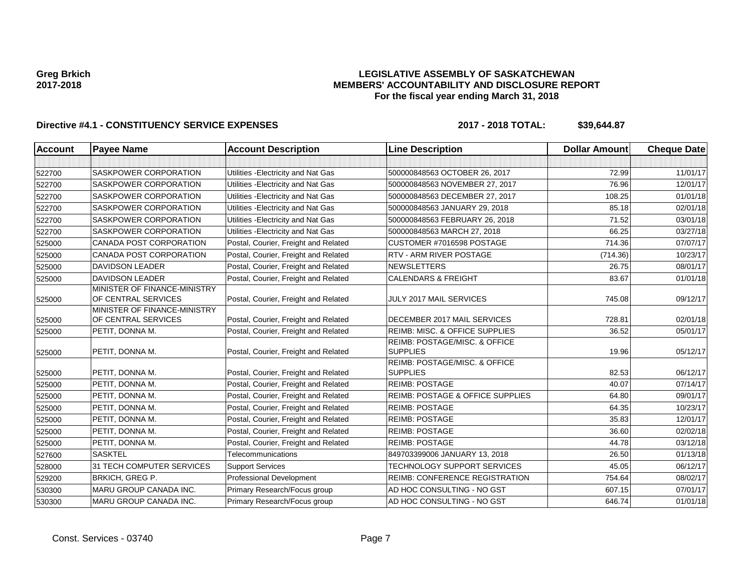**Greg Brkich**
**2017-2018**

**LEGISLATIVE ASSEMBLY OF SASKATCHEWAN**
**MEMBERS' ACCOUNTABILITY AND DISCLOSURE REPORT**
**For the fiscal year ending March 31, 2018**

**Directive #4.1 - CONSTITUENCY SERVICE EXPENSES** **2017 - 2018 TOTAL: $39,644.87**

| Account | Payee Name | Account Description | Line Description | Dollar Amount | Cheque Date |
|---|---|---|---|---|---|
| | | | | | |
| 522700 | SASKPOWER CORPORATION | Utilities -Electricity and Nat Gas | 500000848563 OCTOBER 26, 2017 | 72.99 | 11/01/17 |
| 522700 | SASKPOWER CORPORATION | Utilities -Electricity and Nat Gas | 500000848563 NOVEMBER 27, 2017 | 76.96 | 12/01/17 |
| 522700 | SASKPOWER CORPORATION | Utilities -Electricity and Nat Gas | 500000848563 DECEMBER 27, 2017 | 108.25 | 01/01/18 |
| 522700 | SASKPOWER CORPORATION | Utilities -Electricity and Nat Gas | 500000848563 JANUARY 29, 2018 | 85.18 | 02/01/18 |
| 522700 | SASKPOWER CORPORATION | Utilities -Electricity and Nat Gas | 500000848563 FEBRUARY 26, 2018 | 71.52 | 03/01/18 |
| 522700 | SASKPOWER CORPORATION | Utilities -Electricity and Nat Gas | 500000848563 MARCH 27, 2018 | 66.25 | 03/27/18 |
| 525000 | CANADA POST CORPORATION | Postal, Courier, Freight and Related | CUSTOMER #7016598 POSTAGE | 714.36 | 07/07/17 |
| 525000 | CANADA POST CORPORATION | Postal, Courier, Freight and Related | RTV - ARM RIVER POSTAGE | (714.36) | 10/23/17 |
| 525000 | DAVIDSON LEADER | Postal, Courier, Freight and Related | NEWSLETTERS | 26.75 | 08/01/17 |
| 525000 | DAVIDSON LEADER | Postal, Courier, Freight and Related | CALENDARS & FREIGHT | 83.67 | 01/01/18 |
| 525000 | MINISTER OF FINANCE-MINISTRY OF CENTRAL SERVICES | Postal, Courier, Freight and Related | JULY 2017 MAIL SERVICES | 745.08 | 09/12/17 |
| 525000 | MINISTER OF FINANCE-MINISTRY OF CENTRAL SERVICES | Postal, Courier, Freight and Related | DECEMBER 2017 MAIL SERVICES | 728.81 | 02/01/18 |
| 525000 | PETIT, DONNA M. | Postal, Courier, Freight and Related | REIMB: MISC. & OFFICE SUPPLIES | 36.52 | 05/01/17 |
| 525000 | PETIT, DONNA M. | Postal, Courier, Freight and Related | REIMB: POSTAGE/MISC. & OFFICE SUPPLIES | 19.96 | 05/12/17 |
| 525000 | PETIT, DONNA M. | Postal, Courier, Freight and Related | REIMB: POSTAGE/MISC. & OFFICE SUPPLIES | 82.53 | 06/12/17 |
| 525000 | PETIT, DONNA M. | Postal, Courier, Freight and Related | REIMB: POSTAGE | 40.07 | 07/14/17 |
| 525000 | PETIT, DONNA M. | Postal, Courier, Freight and Related | REIMB: POSTAGE & OFFICE SUPPLIES | 64.80 | 09/01/17 |
| 525000 | PETIT, DONNA M. | Postal, Courier, Freight and Related | REIMB: POSTAGE | 64.35 | 10/23/17 |
| 525000 | PETIT, DONNA M. | Postal, Courier, Freight and Related | REIMB: POSTAGE | 35.83 | 12/01/17 |
| 525000 | PETIT, DONNA M. | Postal, Courier, Freight and Related | REIMB: POSTAGE | 36.60 | 02/02/18 |
| 525000 | PETIT, DONNA M. | Postal, Courier, Freight and Related | REIMB: POSTAGE | 44.78 | 03/12/18 |
| 527600 | SASKTEL | Telecommunications | 849703399006 JANUARY 13, 2018 | 26.50 | 01/13/18 |
| 528000 | 31 TECH COMPUTER SERVICES | Support Services | TECHNOLOGY SUPPORT SERVICES | 45.05 | 06/12/17 |
| 529200 | BRKICH, GREG P. | Professional Development | REIMB: CONFERENCE REGISTRATION | 754.64 | 08/02/17 |
| 530300 | MARU GROUP CANADA INC. | Primary Research/Focus group | AD HOC CONSULTING - NO GST | 607.15 | 07/01/17 |
| 530300 | MARU GROUP CANADA INC. | Primary Research/Focus group | AD HOC CONSULTING - NO GST | 646.74 | 01/01/18 |

Const. Services - 03740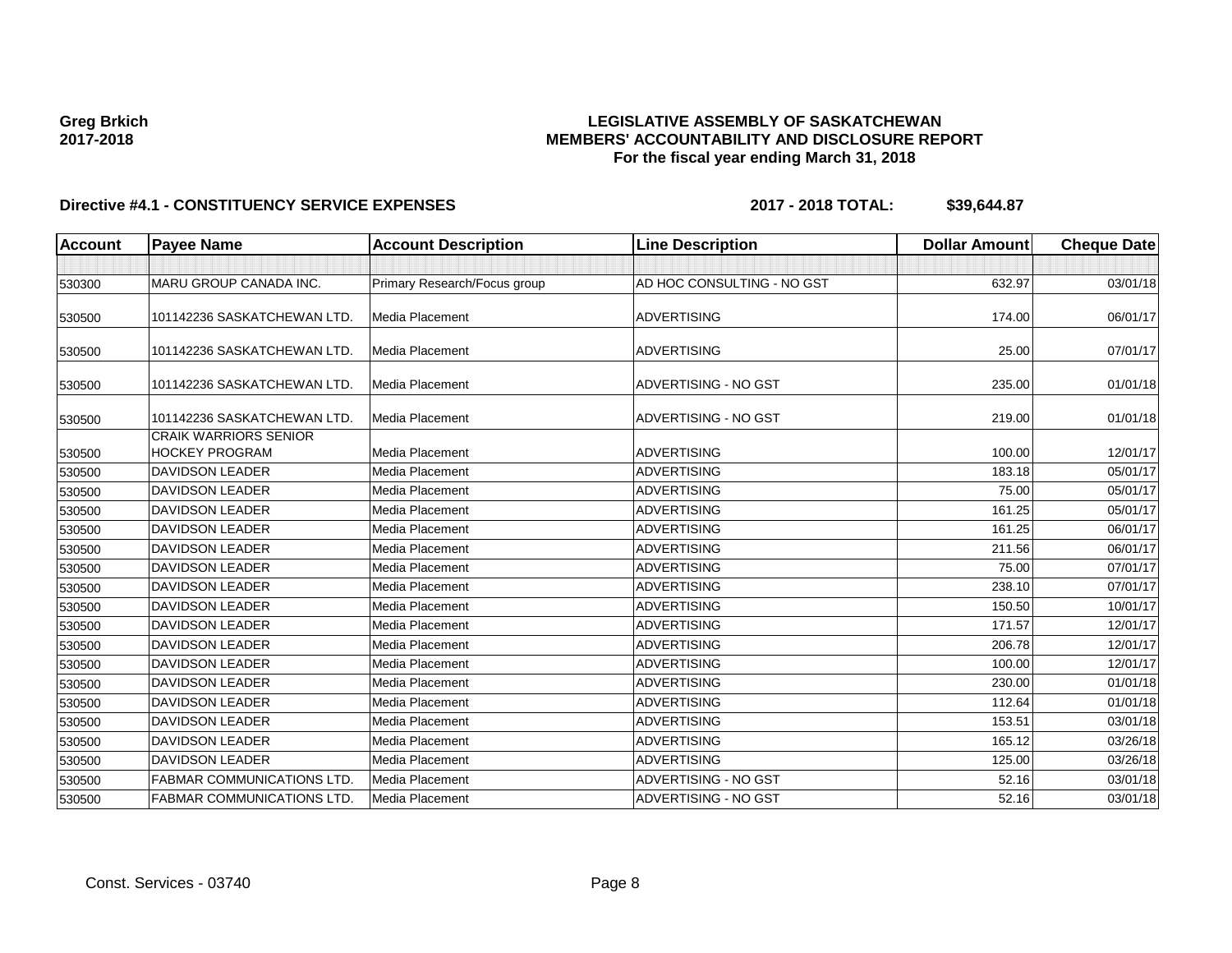**Greg Brkich**
**2017-2018**

# LEGISLATIVE ASSEMBLY OF SASKATCHEWAN
## MEMBERS' ACCOUNTABILITY AND DISCLOSURE REPORT
### For the fiscal year ending March 31, 2018

**Directive #4.1 - CONSTITUENCY SERVICE EXPENSES** **2017 - 2018 TOTAL: $39,644.87**

| Account | Payee Name | Account Description | Line Description | Dollar Amount | Cheque Date |
|---|---|---|---|---|---|
| | | | | | |
| 530300 | MARU GROUP CANADA INC. | Primary Research/Focus group | AD HOC CONSULTING - NO GST | 632.97 | 03/01/18 |
| 530500 | 101142236 SASKATCHEWAN LTD. | Media Placement | ADVERTISING | 174.00 | 06/01/17 |
| 530500 | 101142236 SASKATCHEWAN LTD. | Media Placement | ADVERTISING | 25.00 | 07/01/17 |
| 530500 | 101142236 SASKATCHEWAN LTD. | Media Placement | ADVERTISING - NO GST | 235.00 | 01/01/18 |
| 530500 | 101142236 SASKATCHEWAN LTD. | Media Placement | ADVERTISING - NO GST | 219.00 | 01/01/18 |
| 530500 | CRAIK WARRIORS SENIOR HOCKEY PROGRAM | Media Placement | ADVERTISING | 100.00 | 12/01/17 |
| 530500 | DAVIDSON LEADER | Media Placement | ADVERTISING | 183.18 | 05/01/17 |
| 530500 | DAVIDSON LEADER | Media Placement | ADVERTISING | 75.00 | 05/01/17 |
| 530500 | DAVIDSON LEADER | Media Placement | ADVERTISING | 161.25 | 05/01/17 |
| 530500 | DAVIDSON LEADER | Media Placement | ADVERTISING | 161.25 | 06/01/17 |
| 530500 | DAVIDSON LEADER | Media Placement | ADVERTISING | 211.56 | 06/01/17 |
| 530500 | DAVIDSON LEADER | Media Placement | ADVERTISING | 75.00 | 07/01/17 |
| 530500 | DAVIDSON LEADER | Media Placement | ADVERTISING | 238.10 | 07/01/17 |
| 530500 | DAVIDSON LEADER | Media Placement | ADVERTISING | 150.50 | 10/01/17 |
| 530500 | DAVIDSON LEADER | Media Placement | ADVERTISING | 171.57 | 12/01/17 |
| 530500 | DAVIDSON LEADER | Media Placement | ADVERTISING | 206.78 | 12/01/17 |
| 530500 | DAVIDSON LEADER | Media Placement | ADVERTISING | 100.00 | 12/01/17 |
| 530500 | DAVIDSON LEADER | Media Placement | ADVERTISING | 230.00 | 01/01/18 |
| 530500 | DAVIDSON LEADER | Media Placement | ADVERTISING | 112.64 | 01/01/18 |
| 530500 | DAVIDSON LEADER | Media Placement | ADVERTISING | 153.51 | 03/01/18 |
| 530500 | DAVIDSON LEADER | Media Placement | ADVERTISING | 165.12 | 03/26/18 |
| 530500 | DAVIDSON LEADER | Media Placement | ADVERTISING | 125.00 | 03/26/18 |
| 530500 | FABMAR COMMUNICATIONS LTD. | Media Placement | ADVERTISING - NO GST | 52.16 | 03/01/18 |
| 530500 | FABMAR COMMUNICATIONS LTD. | Media Placement | ADVERTISING - NO GST | 52.16 | 03/01/18 |

Const. Services - 03740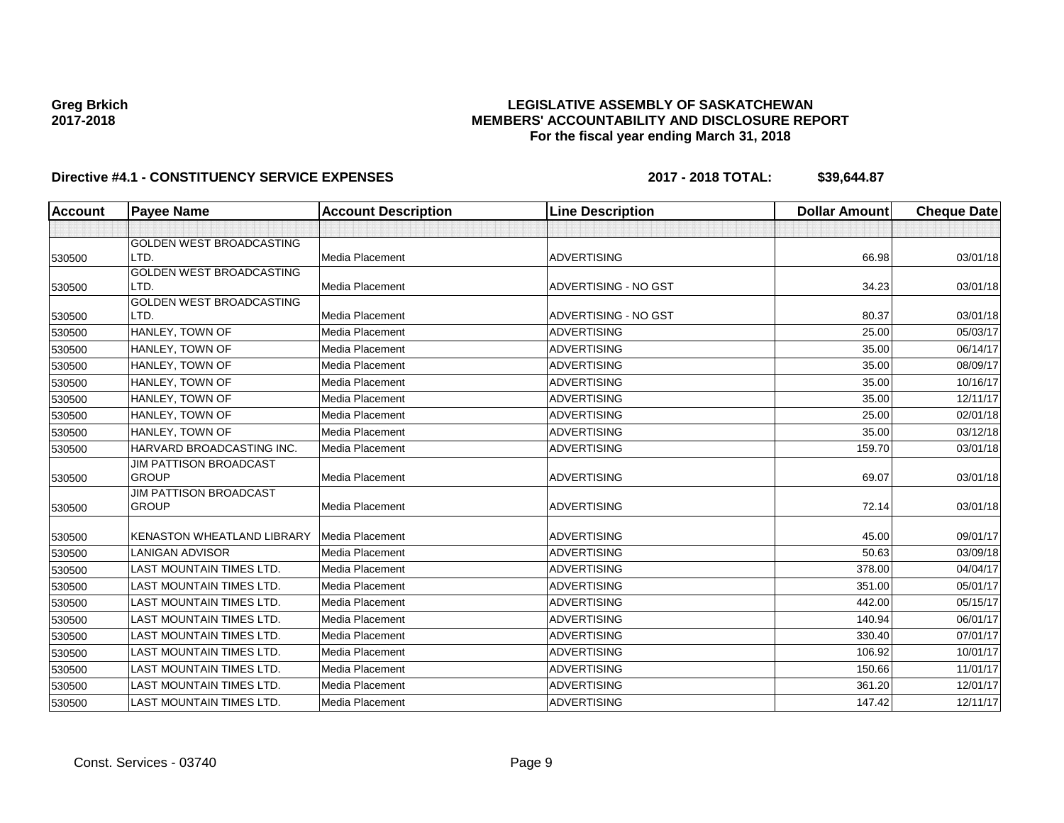**Greg Brkich**
**2017-2018**

**LEGISLATIVE ASSEMBLY OF SASKATCHEWAN**
**MEMBERS' ACCOUNTABILITY AND DISCLOSURE REPORT**
**For the fiscal year ending March 31, 2018**

**Directive #4.1 - CONSTITUENCY SERVICE EXPENSES** **2017 - 2018 TOTAL: $39,644.87**

| Account | Payee Name | Account Description | Line Description | Dollar Amount | Cheque Date |
|---|---|---|---|---|---|
| | | | | | |
| 530500 | GOLDEN WEST BROADCASTING LTD. | Media Placement | ADVERTISING | 66.98 | 03/01/18 |
| 530500 | GOLDEN WEST BROADCASTING LTD. | Media Placement | ADVERTISING - NO GST | 34.23 | 03/01/18 |
| 530500 | GOLDEN WEST BROADCASTING LTD. | Media Placement | ADVERTISING - NO GST | 80.37 | 03/01/18 |
| 530500 | HANLEY, TOWN OF | Media Placement | ADVERTISING | 25.00 | 05/03/17 |
| 530500 | HANLEY, TOWN OF | Media Placement | ADVERTISING | 35.00 | 06/14/17 |
| 530500 | HANLEY, TOWN OF | Media Placement | ADVERTISING | 35.00 | 08/09/17 |
| 530500 | HANLEY, TOWN OF | Media Placement | ADVERTISING | 35.00 | 10/16/17 |
| 530500 | HANLEY, TOWN OF | Media Placement | ADVERTISING | 35.00 | 12/11/17 |
| 530500 | HANLEY, TOWN OF | Media Placement | ADVERTISING | 25.00 | 02/01/18 |
| 530500 | HANLEY, TOWN OF | Media Placement | ADVERTISING | 35.00 | 03/12/18 |
| 530500 | HARVARD BROADCASTING INC. | Media Placement | ADVERTISING | 159.70 | 03/01/18 |
| 530500 | JIM PATTISON BROADCAST GROUP | Media Placement | ADVERTISING | 69.07 | 03/01/18 |
| 530500 | JIM PATTISON BROADCAST GROUP | Media Placement | ADVERTISING | 72.14 | 03/01/18 |
| 530500 | KENASTON WHEATLAND LIBRARY | Media Placement | ADVERTISING | 45.00 | 09/01/17 |
| 530500 | LANIGAN ADVISOR | Media Placement | ADVERTISING | 50.63 | 03/09/18 |
| 530500 | LAST MOUNTAIN TIMES LTD. | Media Placement | ADVERTISING | 378.00 | 04/04/17 |
| 530500 | LAST MOUNTAIN TIMES LTD. | Media Placement | ADVERTISING | 351.00 | 05/01/17 |
| 530500 | LAST MOUNTAIN TIMES LTD. | Media Placement | ADVERTISING | 442.00 | 05/15/17 |
| 530500 | LAST MOUNTAIN TIMES LTD. | Media Placement | ADVERTISING | 140.94 | 06/01/17 |
| 530500 | LAST MOUNTAIN TIMES LTD. | Media Placement | ADVERTISING | 330.40 | 07/01/17 |
| 530500 | LAST MOUNTAIN TIMES LTD. | Media Placement | ADVERTISING | 106.92 | 10/01/17 |
| 530500 | LAST MOUNTAIN TIMES LTD. | Media Placement | ADVERTISING | 150.66 | 11/01/17 |
| 530500 | LAST MOUNTAIN TIMES LTD. | Media Placement | ADVERTISING | 361.20 | 12/01/17 |
| 530500 | LAST MOUNTAIN TIMES LTD. | Media Placement | ADVERTISING | 147.42 | 12/11/17 |

Const. Services - 03740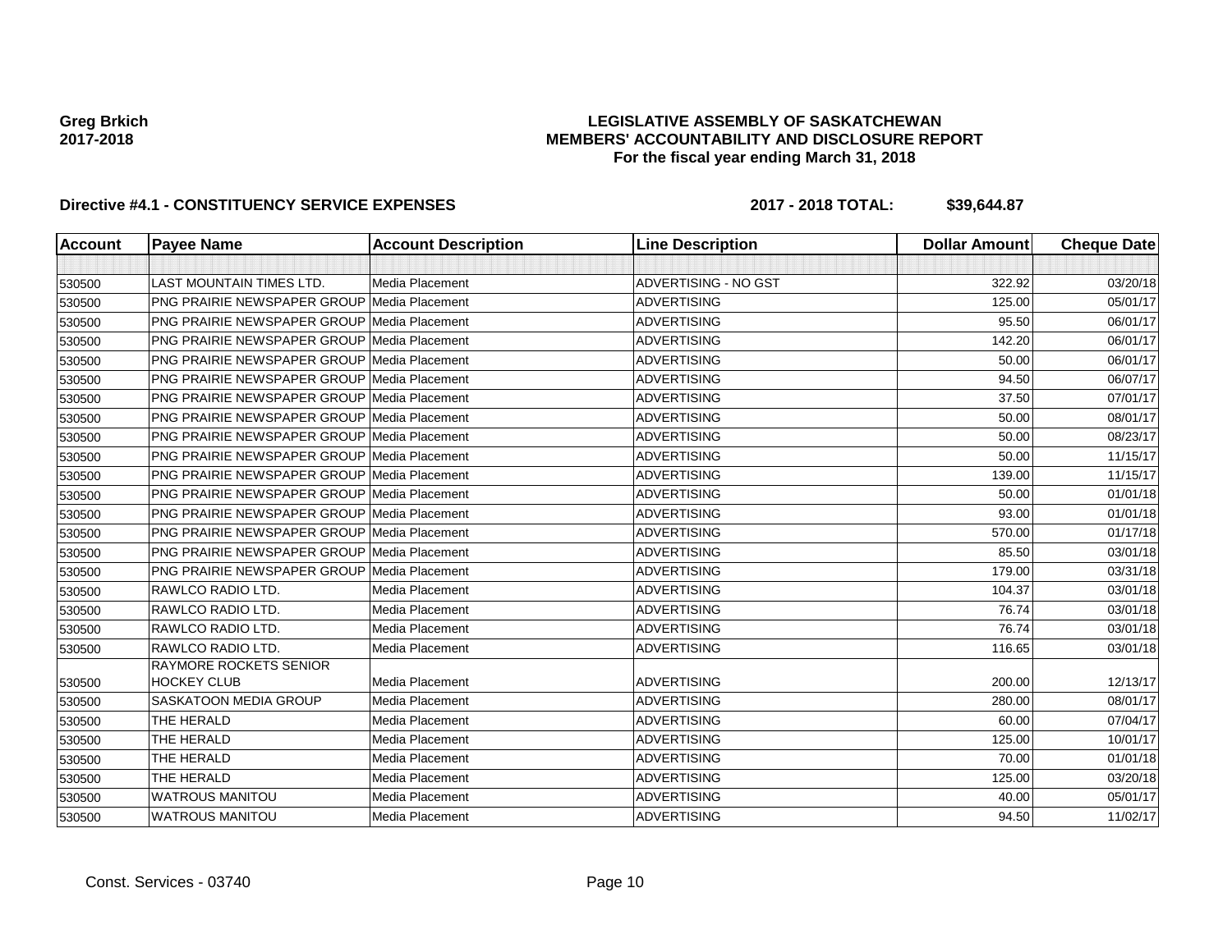**Greg Brkich**
**2017-2018**

**LEGISLATIVE ASSEMBLY OF SASKATCHEWAN**
**MEMBERS' ACCOUNTABILITY AND DISCLOSURE REPORT**
**For the fiscal year ending March 31, 2018**

**Directive #4.1 - CONSTITUENCY SERVICE EXPENSES** **2017 - 2018 TOTAL: $39,644.87**

| Account | Payee Name | Account Description | Line Description | Dollar Amount | Cheque Date |
|---|---|---|---|---|---|
| | | | | | |
| 530500 | LAST MOUNTAIN TIMES LTD. | Media Placement | ADVERTISING - NO GST | 322.92 | 03/20/18 |
| 530500 | PNG PRAIRIE NEWSPAPER GROUP | Media Placement | ADVERTISING | 125.00 | 05/01/17 |
| 530500 | PNG PRAIRIE NEWSPAPER GROUP | Media Placement | ADVERTISING | 95.50 | 06/01/17 |
| 530500 | PNG PRAIRIE NEWSPAPER GROUP | Media Placement | ADVERTISING | 142.20 | 06/01/17 |
| 530500 | PNG PRAIRIE NEWSPAPER GROUP | Media Placement | ADVERTISING | 50.00 | 06/01/17 |
| 530500 | PNG PRAIRIE NEWSPAPER GROUP | Media Placement | ADVERTISING | 94.50 | 06/07/17 |
| 530500 | PNG PRAIRIE NEWSPAPER GROUP | Media Placement | ADVERTISING | 37.50 | 07/01/17 |
| 530500 | PNG PRAIRIE NEWSPAPER GROUP | Media Placement | ADVERTISING | 50.00 | 08/01/17 |
| 530500 | PNG PRAIRIE NEWSPAPER GROUP | Media Placement | ADVERTISING | 50.00 | 08/23/17 |
| 530500 | PNG PRAIRIE NEWSPAPER GROUP | Media Placement | ADVERTISING | 50.00 | 11/15/17 |
| 530500 | PNG PRAIRIE NEWSPAPER GROUP | Media Placement | ADVERTISING | 139.00 | 11/15/17 |
| 530500 | PNG PRAIRIE NEWSPAPER GROUP | Media Placement | ADVERTISING | 50.00 | 01/01/18 |
| 530500 | PNG PRAIRIE NEWSPAPER GROUP | Media Placement | ADVERTISING | 93.00 | 01/01/18 |
| 530500 | PNG PRAIRIE NEWSPAPER GROUP | Media Placement | ADVERTISING | 570.00 | 01/17/18 |
| 530500 | PNG PRAIRIE NEWSPAPER GROUP | Media Placement | ADVERTISING | 85.50 | 03/01/18 |
| 530500 | PNG PRAIRIE NEWSPAPER GROUP | Media Placement | ADVERTISING | 179.00 | 03/31/18 |
| 530500 | RAWLCO RADIO LTD. | Media Placement | ADVERTISING | 104.37 | 03/01/18 |
| 530500 | RAWLCO RADIO LTD. | Media Placement | ADVERTISING | 76.74 | 03/01/18 |
| 530500 | RAWLCO RADIO LTD. | Media Placement | ADVERTISING | 76.74 | 03/01/18 |
| 530500 | RAWLCO RADIO LTD. | Media Placement | ADVERTISING | 116.65 | 03/01/18 |
| 530500 | RAYMORE ROCKETS SENIOR HOCKEY CLUB | Media Placement | ADVERTISING | 200.00 | 12/13/17 |
| 530500 | SASKATOON MEDIA GROUP | Media Placement | ADVERTISING | 280.00 | 08/01/17 |
| 530500 | THE HERALD | Media Placement | ADVERTISING | 60.00 | 07/04/17 |
| 530500 | THE HERALD | Media Placement | ADVERTISING | 125.00 | 10/01/17 |
| 530500 | THE HERALD | Media Placement | ADVERTISING | 70.00 | 01/01/18 |
| 530500 | THE HERALD | Media Placement | ADVERTISING | 125.00 | 03/20/18 |
| 530500 | WATROUS MANITOU | Media Placement | ADVERTISING | 40.00 | 05/01/17 |
| 530500 | WATROUS MANITOU | Media Placement | ADVERTISING | 94.50 | 11/02/17 |

Const. Services - 03740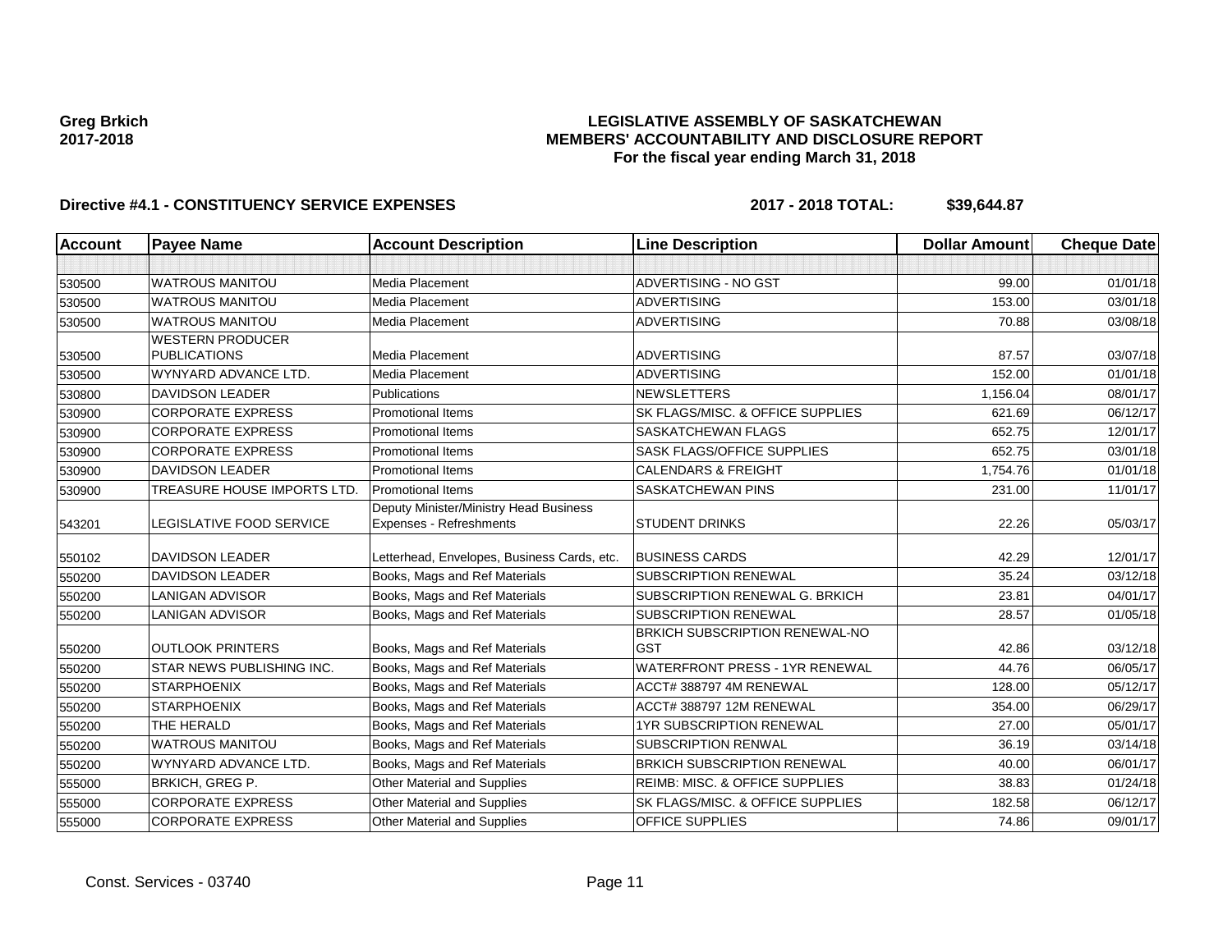**Greg Brkich**
**2017-2018**

**LEGISLATIVE ASSEMBLY OF SASKATCHEWAN**
**MEMBERS' ACCOUNTABILITY AND DISCLOSURE REPORT**
**For the fiscal year ending March 31, 2018**

**Directive #4.1 - CONSTITUENCY SERVICE EXPENSES** **2017 - 2018 TOTAL: $39,644.87**

| Account | Payee Name | Account Description | Line Description | Dollar Amount | Cheque Date |
|---|---|---|---|---|---|
| | | | | | |
| 530500 | WATROUS MANITOU | Media Placement | ADVERTISING - NO GST | 99.00 | 01/01/18 |
| 530500 | WATROUS MANITOU | Media Placement | ADVERTISING | 153.00 | 03/01/18 |
| 530500 | WATROUS MANITOU | Media Placement | ADVERTISING | 70.88 | 03/08/18 |
| 530500 | WESTERN PRODUCER PUBLICATIONS | Media Placement | ADVERTISING | 87.57 | 03/07/18 |
| 530500 | WYNYARD ADVANCE LTD. | Media Placement | ADVERTISING | 152.00 | 01/01/18 |
| 530800 | DAVIDSON LEADER | Publications | NEWSLETTERS | 1,156.04 | 08/01/17 |
| 530900 | CORPORATE EXPRESS | Promotional Items | SK FLAGS/MISC. & OFFICE SUPPLIES | 621.69 | 06/12/17 |
| 530900 | CORPORATE EXPRESS | Promotional Items | SASKATCHEWAN FLAGS | 652.75 | 12/01/17 |
| 530900 | CORPORATE EXPRESS | Promotional Items | SASK FLAGS/OFFICE SUPPLIES | 652.75 | 03/01/18 |
| 530900 | DAVIDSON LEADER | Promotional Items | CALENDARS & FREIGHT | 1,754.76 | 01/01/18 |
| 530900 | TREASURE HOUSE IMPORTS LTD. | Promotional Items | SASKATCHEWAN PINS | 231.00 | 11/01/17 |
| 543201 | LEGISLATIVE FOOD SERVICE | Deputy Minister/Ministry Head Business Expenses - Refreshments | STUDENT DRINKS | 22.26 | 05/03/17 |
| 550102 | DAVIDSON LEADER | Letterhead, Envelopes, Business Cards, etc. | BUSINESS CARDS | 42.29 | 12/01/17 |
| 550200 | DAVIDSON LEADER | Books, Mags and Ref Materials | SUBSCRIPTION RENEWAL | 35.24 | 03/12/18 |
| 550200 | LANIGAN ADVISOR | Books, Mags and Ref Materials | SUBSCRIPTION RENEWAL G. BRKICH | 23.81 | 04/01/17 |
| 550200 | LANIGAN ADVISOR | Books, Mags and Ref Materials | SUBSCRIPTION RENEWAL | 28.57 | 01/05/18 |
| 550200 | OUTLOOK PRINTERS | Books, Mags and Ref Materials | BRKICH SUBSCRIPTION RENEWAL-NO GST | 42.86 | 03/12/18 |
| 550200 | STAR NEWS PUBLISHING INC. | Books, Mags and Ref Materials | WATERFRONT PRESS - 1YR RENEWAL | 44.76 | 06/05/17 |
| 550200 | STARPHOENIX | Books, Mags and Ref Materials | ACCT# 388797 4M RENEWAL | 128.00 | 05/12/17 |
| 550200 | STARPHOENIX | Books, Mags and Ref Materials | ACCT# 388797 12M RENEWAL | 354.00 | 06/29/17 |
| 550200 | THE HERALD | Books, Mags and Ref Materials | 1YR SUBSCRIPTION RENEWAL | 27.00 | 05/01/17 |
| 550200 | WATROUS MANITOU | Books, Mags and Ref Materials | SUBSCRIPTION RENWAL | 36.19 | 03/14/18 |
| 550200 | WYNYARD ADVANCE LTD. | Books, Mags and Ref Materials | BRKICH SUBSCRIPTION RENEWAL | 40.00 | 06/01/17 |
| 555000 | BRKICH, GREG P. | Other Material and Supplies | REIMB: MISC. & OFFICE SUPPLIES | 38.83 | 01/24/18 |
| 555000 | CORPORATE EXPRESS | Other Material and Supplies | SK FLAGS/MISC. & OFFICE SUPPLIES | 182.58 | 06/12/17 |
| 555000 | CORPORATE EXPRESS | Other Material and Supplies | OFFICE SUPPLIES | 74.86 | 09/01/17 |

Const. Services - 03740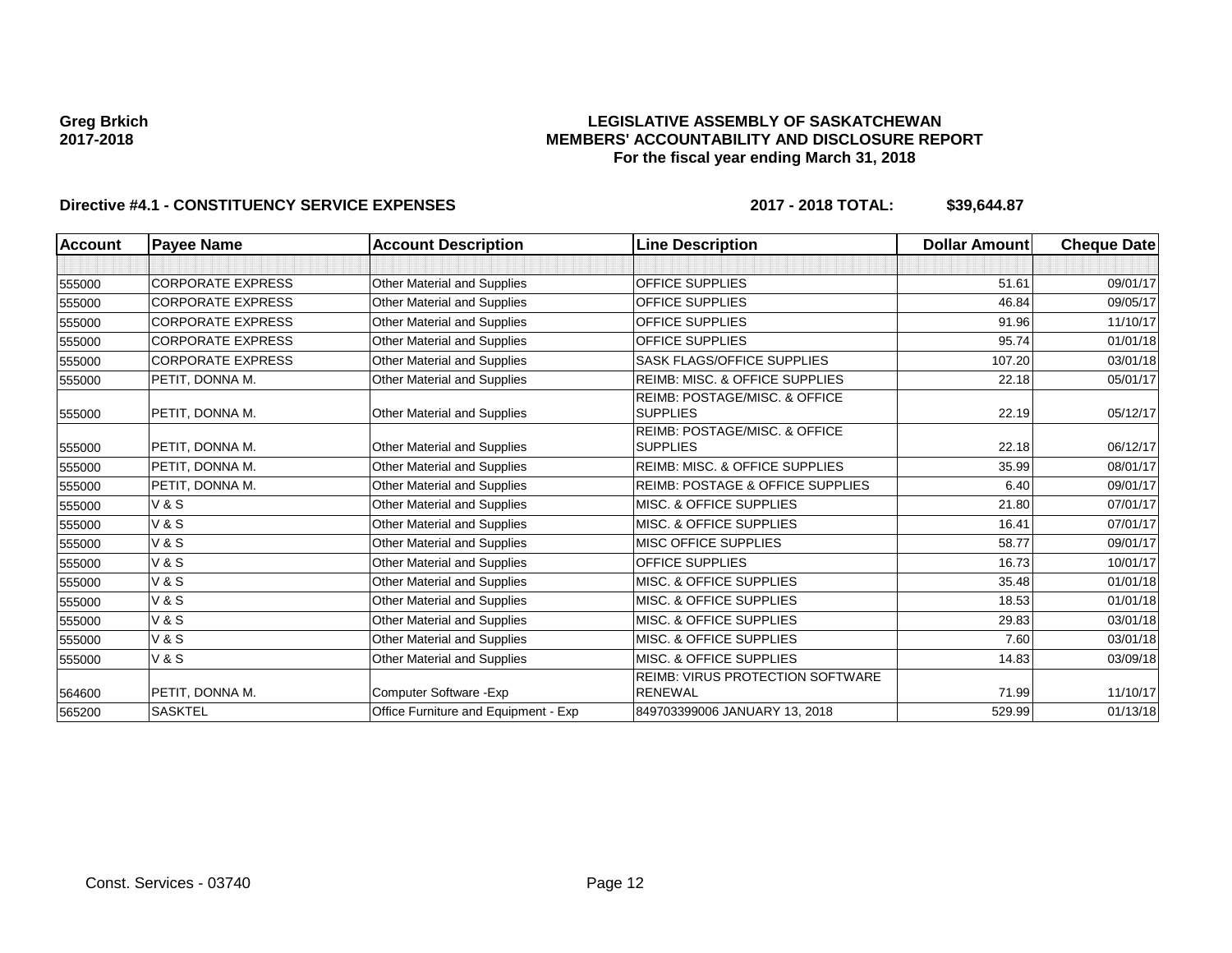**Greg Brkich**
**2017-2018**

**LEGISLATIVE ASSEMBLY OF SASKATCHEWAN**
**MEMBERS' ACCOUNTABILITY AND DISCLOSURE REPORT**
**For the fiscal year ending March 31, 2018**

**Directive #4.1 - CONSTITUENCY SERVICE EXPENSES** **2017 - 2018 TOTAL: $39,644.87**

| Account | Payee Name | Account Description | Line Description | Dollar Amount | Cheque Date |
|---|---|---|---|---|---|
| | | | | | |
| 555000 | CORPORATE EXPRESS | Other Material and Supplies | OFFICE SUPPLIES | 51.61 | 09/01/17 |
| 555000 | CORPORATE EXPRESS | Other Material and Supplies | OFFICE SUPPLIES | 46.84 | 09/05/17 |
| 555000 | CORPORATE EXPRESS | Other Material and Supplies | OFFICE SUPPLIES | 91.96 | 11/10/17 |
| 555000 | CORPORATE EXPRESS | Other Material and Supplies | OFFICE SUPPLIES | 95.74 | 01/01/18 |
| 555000 | CORPORATE EXPRESS | Other Material and Supplies | SASK FLAGS/OFFICE SUPPLIES | 107.20 | 03/01/18 |
| 555000 | PETIT, DONNA M. | Other Material and Supplies | REIMB: MISC. & OFFICE SUPPLIES | 22.18 | 05/01/17 |
| 555000 | PETIT, DONNA M. | Other Material and Supplies | REIMB: POSTAGE/MISC. & OFFICE SUPPLIES | 22.19 | 05/12/17 |
| 555000 | PETIT, DONNA M. | Other Material and Supplies | REIMB: POSTAGE/MISC. & OFFICE SUPPLIES | 22.18 | 06/12/17 |
| 555000 | PETIT, DONNA M. | Other Material and Supplies | REIMB: MISC. & OFFICE SUPPLIES | 35.99 | 08/01/17 |
| 555000 | PETIT, DONNA M. | Other Material and Supplies | REIMB: POSTAGE & OFFICE SUPPLIES | 6.40 | 09/01/17 |
| 555000 | V & S | Other Material and Supplies | MISC. & OFFICE SUPPLIES | 21.80 | 07/01/17 |
| 555000 | V & S | Other Material and Supplies | MISC. & OFFICE SUPPLIES | 16.41 | 07/01/17 |
| 555000 | V & S | Other Material and Supplies | MISC OFFICE SUPPLIES | 58.77 | 09/01/17 |
| 555000 | V & S | Other Material and Supplies | OFFICE SUPPLIES | 16.73 | 10/01/17 |
| 555000 | V & S | Other Material and Supplies | MISC. & OFFICE SUPPLIES | 35.48 | 01/01/18 |
| 555000 | V & S | Other Material and Supplies | MISC. & OFFICE SUPPLIES | 18.53 | 01/01/18 |
| 555000 | V & S | Other Material and Supplies | MISC. & OFFICE SUPPLIES | 29.83 | 03/01/18 |
| 555000 | V & S | Other Material and Supplies | MISC. & OFFICE SUPPLIES | 7.60 | 03/01/18 |
| 555000 | V & S | Other Material and Supplies | MISC. & OFFICE SUPPLIES | 14.83 | 03/09/18 |
| 564600 | PETIT, DONNA M. | Computer Software -Exp | REIMB: VIRUS PROTECTION SOFTWARE RENEWAL | 71.99 | 11/10/17 |
| 565200 | SASKTEL | Office Furniture and Equipment - Exp | 849703399006 JANUARY 13, 2018 | 529.99 | 01/13/18 |

Const. Services - 03740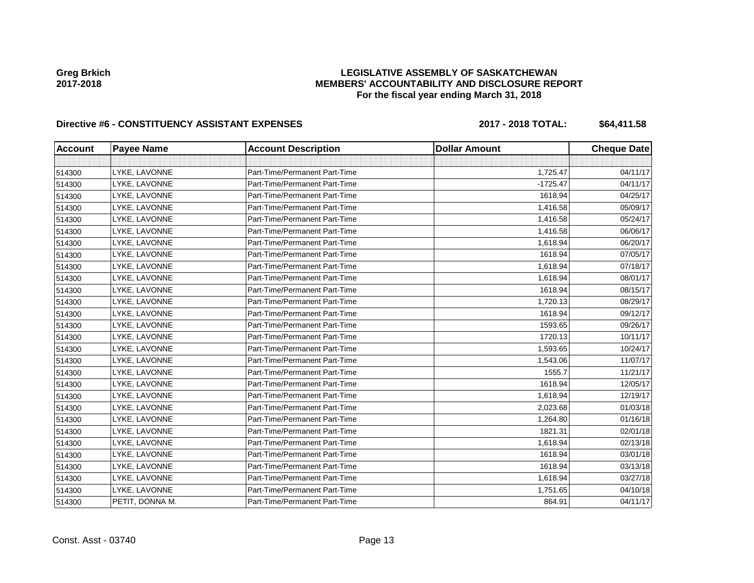Greg Brkich
2017-2018

**LEGISLATIVE ASSEMBLY OF SASKATCHEWAN**
**MEMBERS' ACCOUNTABILITY AND DISCLOSURE REPORT**
**For the fiscal year ending March 31, 2018**

## Directive #6 - CONSTITUENCY ASSISTANT EXPENSES

**2017 - 2018 TOTAL: $64,411.58**

| Account | Payee Name | Account Description | Dollar Amount | Cheque Date |
|---|---|---|---|---|
| | | | | |
| 514300 | LYKE, LAVONNE | Part-Time/Permanent Part-Time | 1,725.47 | 04/11/17 |
| 514300 | LYKE, LAVONNE | Part-Time/Permanent Part-Time | -1725.47 | 04/11/17 |
| 514300 | LYKE, LAVONNE | Part-Time/Permanent Part-Time | 1618.94 | 04/25/17 |
| 514300 | LYKE, LAVONNE | Part-Time/Permanent Part-Time | 1,416.58 | 05/09/17 |
| 514300 | LYKE, LAVONNE | Part-Time/Permanent Part-Time | 1,416.58 | 05/24/17 |
| 514300 | LYKE, LAVONNE | Part-Time/Permanent Part-Time | 1,416.58 | 06/06/17 |
| 514300 | LYKE, LAVONNE | Part-Time/Permanent Part-Time | 1,618.94 | 06/20/17 |
| 514300 | LYKE, LAVONNE | Part-Time/Permanent Part-Time | 1618.94 | 07/05/17 |
| 514300 | LYKE, LAVONNE | Part-Time/Permanent Part-Time | 1,618.94 | 07/18/17 |
| 514300 | LYKE, LAVONNE | Part-Time/Permanent Part-Time | 1,618.94 | 08/01/17 |
| 514300 | LYKE, LAVONNE | Part-Time/Permanent Part-Time | 1618.94 | 08/15/17 |
| 514300 | LYKE, LAVONNE | Part-Time/Permanent Part-Time | 1,720.13 | 08/29/17 |
| 514300 | LYKE, LAVONNE | Part-Time/Permanent Part-Time | 1618.94 | 09/12/17 |
| 514300 | LYKE, LAVONNE | Part-Time/Permanent Part-Time | 1593.65 | 09/26/17 |
| 514300 | LYKE, LAVONNE | Part-Time/Permanent Part-Time | 1720.13 | 10/11/17 |
| 514300 | LYKE, LAVONNE | Part-Time/Permanent Part-Time | 1,593.65 | 10/24/17 |
| 514300 | LYKE, LAVONNE | Part-Time/Permanent Part-Time | 1,543.06 | 11/07/17 |
| 514300 | LYKE, LAVONNE | Part-Time/Permanent Part-Time | 1555.7 | 11/21/17 |
| 514300 | LYKE, LAVONNE | Part-Time/Permanent Part-Time | 1618.94 | 12/05/17 |
| 514300 | LYKE, LAVONNE | Part-Time/Permanent Part-Time | 1,618.94 | 12/19/17 |
| 514300 | LYKE, LAVONNE | Part-Time/Permanent Part-Time | 2,023.68 | 01/03/18 |
| 514300 | LYKE, LAVONNE | Part-Time/Permanent Part-Time | 1,264.80 | 01/16/18 |
| 514300 | LYKE, LAVONNE | Part-Time/Permanent Part-Time | 1821.31 | 02/01/18 |
| 514300 | LYKE, LAVONNE | Part-Time/Permanent Part-Time | 1,618.94 | 02/13/18 |
| 514300 | LYKE, LAVONNE | Part-Time/Permanent Part-Time | 1618.94 | 03/01/18 |
| 514300 | LYKE, LAVONNE | Part-Time/Permanent Part-Time | 1618.94 | 03/13/18 |
| 514300 | LYKE, LAVONNE | Part-Time/Permanent Part-Time | 1,618.94 | 03/27/18 |
| 514300 | LYKE, LAVONNE | Part-Time/Permanent Part-Time | 1,751.65 | 04/10/18 |
| 514300 | PETIT, DONNA M. | Part-Time/Permanent Part-Time | 864.91 | 04/11/17 |

Const. Asst - 03740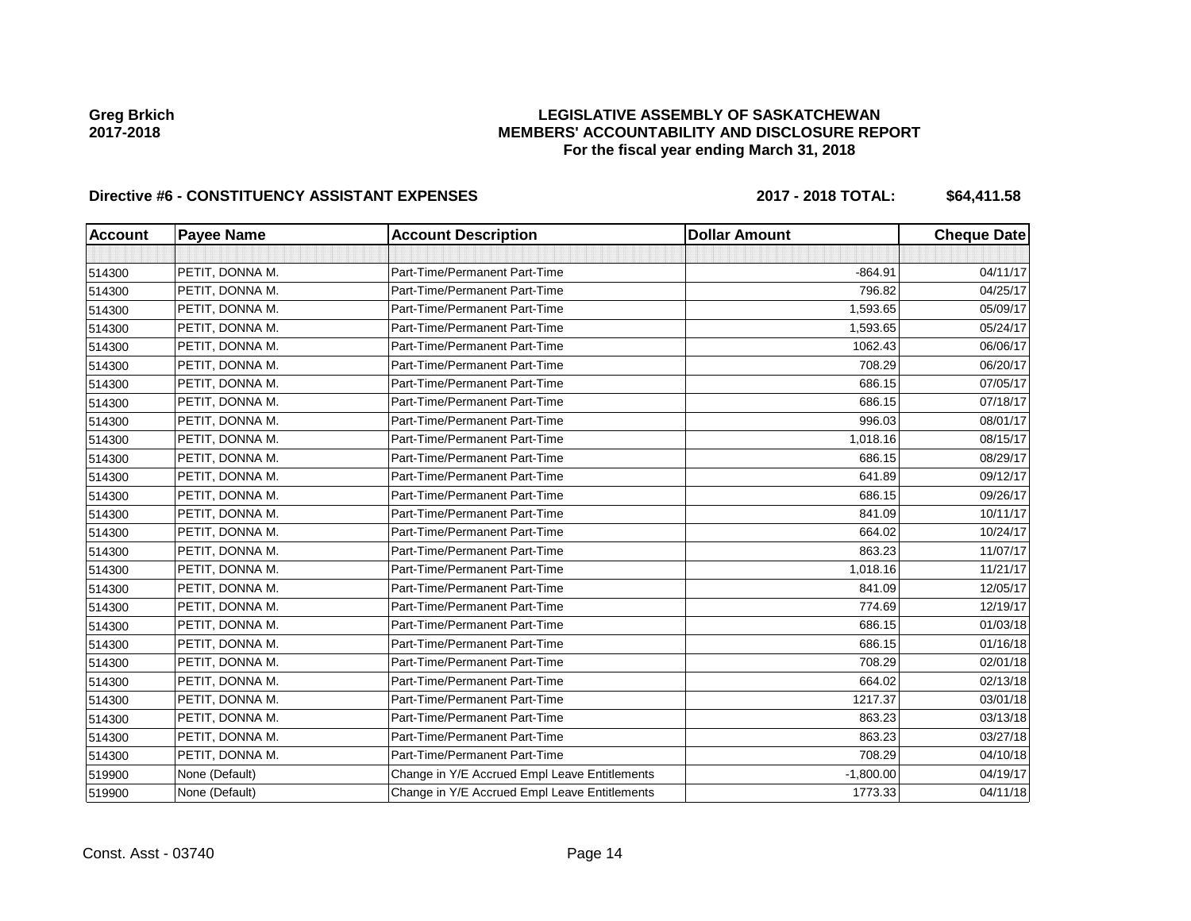**Greg Brkich**
**2017-2018**

# LEGISLATIVE ASSEMBLY OF SASKATCHEWAN
## MEMBERS' ACCOUNTABILITY AND DISCLOSURE REPORT
### For the fiscal year ending March 31, 2018

**Directive #6 - CONSTITUENCY ASSISTANT EXPENSES** **2017 - 2018 TOTAL: $64,411.58**

| Account | Payee Name | Account Description | Dollar Amount | Cheque Date |
|---|---|---|---|---|
| | | | | |
| 514300 | PETIT, DONNA M. | Part-Time/Permanent Part-Time | -864.91 | 04/11/17 |
| 514300 | PETIT, DONNA M. | Part-Time/Permanent Part-Time | 796.82 | 04/25/17 |
| 514300 | PETIT, DONNA M. | Part-Time/Permanent Part-Time | 1,593.65 | 05/09/17 |
| 514300 | PETIT, DONNA M. | Part-Time/Permanent Part-Time | 1,593.65 | 05/24/17 |
| 514300 | PETIT, DONNA M. | Part-Time/Permanent Part-Time | 1062.43 | 06/06/17 |
| 514300 | PETIT, DONNA M. | Part-Time/Permanent Part-Time | 708.29 | 06/20/17 |
| 514300 | PETIT, DONNA M. | Part-Time/Permanent Part-Time | 686.15 | 07/05/17 |
| 514300 | PETIT, DONNA M. | Part-Time/Permanent Part-Time | 686.15 | 07/18/17 |
| 514300 | PETIT, DONNA M. | Part-Time/Permanent Part-Time | 996.03 | 08/01/17 |
| 514300 | PETIT, DONNA M. | Part-Time/Permanent Part-Time | 1,018.16 | 08/15/17 |
| 514300 | PETIT, DONNA M. | Part-Time/Permanent Part-Time | 686.15 | 08/29/17 |
| 514300 | PETIT, DONNA M. | Part-Time/Permanent Part-Time | 641.89 | 09/12/17 |
| 514300 | PETIT, DONNA M. | Part-Time/Permanent Part-Time | 686.15 | 09/26/17 |
| 514300 | PETIT, DONNA M. | Part-Time/Permanent Part-Time | 841.09 | 10/11/17 |
| 514300 | PETIT, DONNA M. | Part-Time/Permanent Part-Time | 664.02 | 10/24/17 |
| 514300 | PETIT, DONNA M. | Part-Time/Permanent Part-Time | 863.23 | 11/07/17 |
| 514300 | PETIT, DONNA M. | Part-Time/Permanent Part-Time | 1,018.16 | 11/21/17 |
| 514300 | PETIT, DONNA M. | Part-Time/Permanent Part-Time | 841.09 | 12/05/17 |
| 514300 | PETIT, DONNA M. | Part-Time/Permanent Part-Time | 774.69 | 12/19/17 |
| 514300 | PETIT, DONNA M. | Part-Time/Permanent Part-Time | 686.15 | 01/03/18 |
| 514300 | PETIT, DONNA M. | Part-Time/Permanent Part-Time | 686.15 | 01/16/18 |
| 514300 | PETIT, DONNA M. | Part-Time/Permanent Part-Time | 708.29 | 02/01/18 |
| 514300 | PETIT, DONNA M. | Part-Time/Permanent Part-Time | 664.02 | 02/13/18 |
| 514300 | PETIT, DONNA M. | Part-Time/Permanent Part-Time | 1217.37 | 03/01/18 |
| 514300 | PETIT, DONNA M. | Part-Time/Permanent Part-Time | 863.23 | 03/13/18 |
| 514300 | PETIT, DONNA M. | Part-Time/Permanent Part-Time | 863.23 | 03/27/18 |
| 514300 | PETIT, DONNA M. | Part-Time/Permanent Part-Time | 708.29 | 04/10/18 |
| 519900 | None (Default) | Change in Y/E Accrued Empl Leave Entitlements | -1,800.00 | 04/19/17 |
| 519900 | None (Default) | Change in Y/E Accrued Empl Leave Entitlements | 1773.33 | 04/11/18 |

Const. Asst - 03740